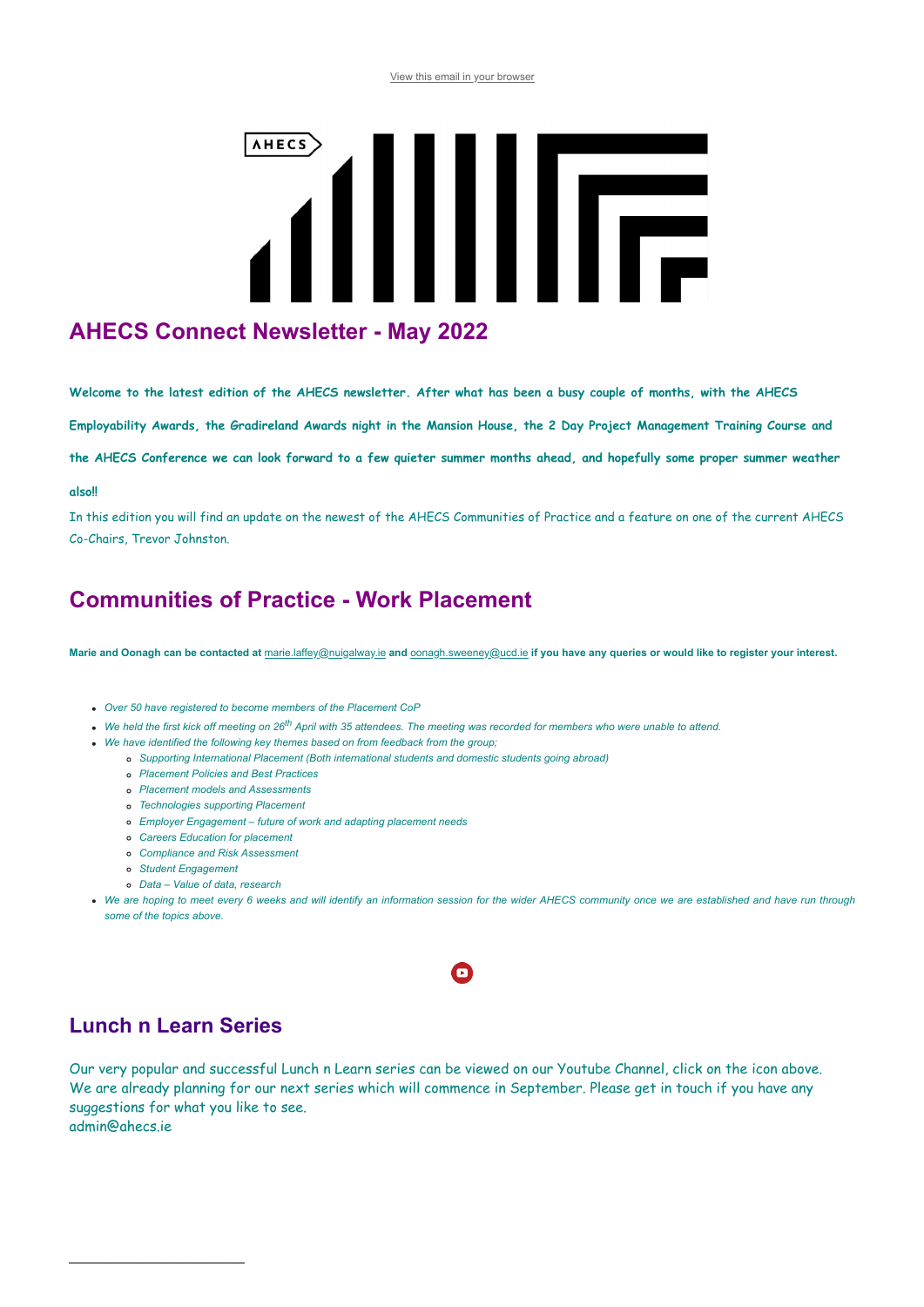View this email in your browser

# AHECS Connect Newsletter - May 2022

**Welcome to the latest edition of the AHECS newsletter. After what has been a busy couple of months, with the AHECS Employability Awards, the Gradireland Awards night in the Mansion House, the 2 Day Project Management Training Course and the AHECS Conference we can look forward to a few quieter summer months ahead, and hopefully some proper summer weather also!!**

In this edition you will find an update on the newest of the AHECS Communities of Practice and a feature on one of the current AHECS Co-Chairs, Trevor Johnston.

## Communities of Practice - Work Placement

**Marie and Oonagh can be contacted at marie.laffey@nuigalway.ie and oonagh.sweeney@ucd.ie if you have any queries or would like to register your interest.**

- *Over 50 have registered to become members of the Placement CoP*
- *We held the first kick off meeting on 26th April with 35 attendees. The meeting was recorded for members who were unable to attend.*
- *We have identified the following key themes based on from feedback from the group;*
    - *Supporting International Placement (Both international students and domestic students going abroad)*
    - *Placement Policies and Best Practices*
    - *Placement models and Assessments*
    - *Technologies supporting Placement*
    - *Employer Engagement – future of work and adapting placement needs*
    - *Careers Education for placement*
    - *Compliance and Risk Assessment*
    - *Student Engagement*
    - *Data – Value of data, research*
- *We are hoping to meet every 6 weeks and will identify an information session for the wider AHECS community once we are established and have run through some of the topics above.*

## Lunch n Learn Series

Our very popular and successful Lunch n Learn series can be viewed on our Youtube Channel, click on the icon above. We are already planning for our next series which will commence in September. Please get in touch if you have any suggestions for what you like to see.
admin@ahecs.ie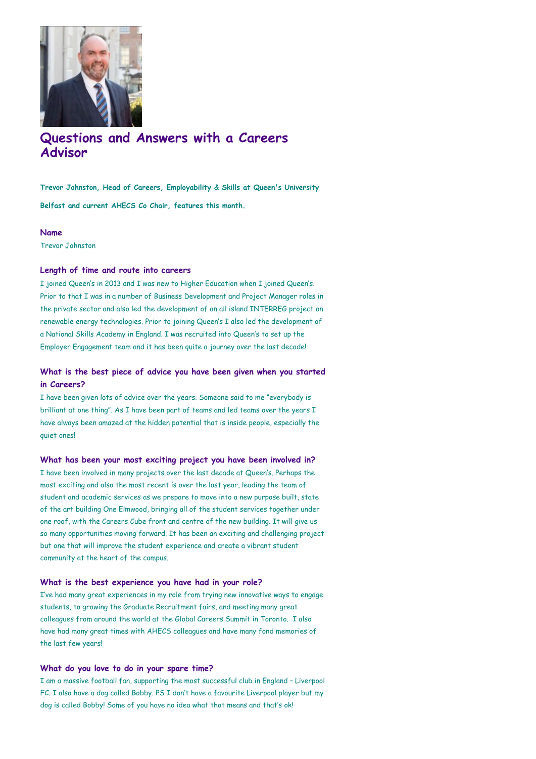# Questions and Answers with a Careers Advisor

**Trevor Johnston, Head of Careers, Employability & Skills at Queen's University Belfast and current AHECS Co Chair, features this month.**

### Name

Trevor Johnston

### Length of time and route into careers

I joined Queen's in 2013 and I was new to Higher Education when I joined Queen's. Prior to that I was in a number of Business Development and Project Manager roles in the private sector and also led the development of an all island INTERREG project on renewable energy technologies. Prior to joining Queen's I also led the development of a National Skills Academy in England. I was recruited into Queen's to set up the Employer Engagement team and it has been quite a journey over the last decade!

### What is the best piece of advice you have been given when you started in Careers?

I have been given lots of advice over the years. Someone said to me "everybody is brilliant at one thing". As I have been part of teams and led teams over the years I have always been amazed at the hidden potential that is inside people, especially the quiet ones!

### What has been your most exciting project you have been involved in?

I have been involved in many projects over the last decade at Queen's. Perhaps the most exciting and also the most recent is over the last year, leading the team of student and academic services as we prepare to move into a new purpose built, state of the art building One Elmwood, bringing all of the student services together under one roof, with the Careers Cube front and centre of the new building. It will give us so many opportunities moving forward. It has been an exciting and challenging project but one that will improve the student experience and create a vibrant student community at the heart of the campus.

### What is the best experience you have had in your role?

I've had many great experiences in my role from trying new innovative ways to engage students, to growing the Graduate Recruitment fairs, and meeting many great colleagues from around the world at the Global Careers Summit in Toronto. I also have had many great times with AHECS colleagues and have many fond memories of the last few years!

### What do you love to do in your spare time?

I am a massive football fan, supporting the most successful club in England – Liverpool FC. I also have a dog called Bobby. PS I don't have a favourite Liverpool player but my dog is called Bobby! Some of you have no idea what that means and that's ok!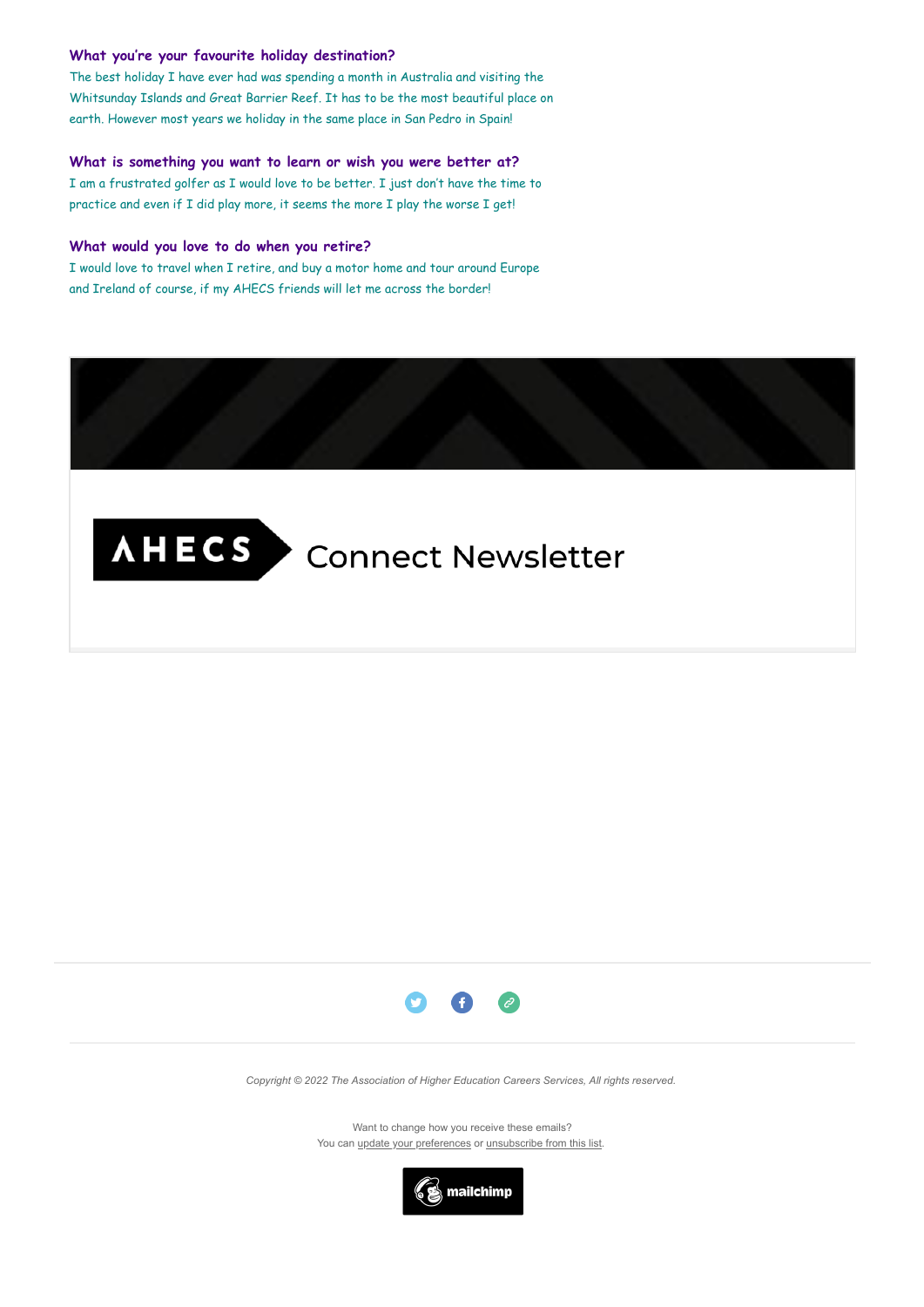### What you're your favourite holiday destination?

The best holiday I have ever had was spending a month in Australia and visiting the Whitsunday Islands and Great Barrier Reef. It has to be the most beautiful place on earth. However most years we holiday in the same place in San Pedro in Spain!

### What is something you want to learn or wish you were better at?

I am a frustrated golfer as I would love to be better. I just don't have the time to practice and even if I did play more, it seems the more I play the worse I get!

### What would you love to do when you retire?

I would love to travel when I retire, and buy a motor home and tour around Europe and Ireland of course, if my AHECS friends will let me across the border!

AHECS Connect Newsletter

*Copyright © 2022 The Association of Higher Education Careers Services, All rights reserved.*

Want to change how you receive these emails?
You can update your preferences or unsubscribe from this list.

mailchimp